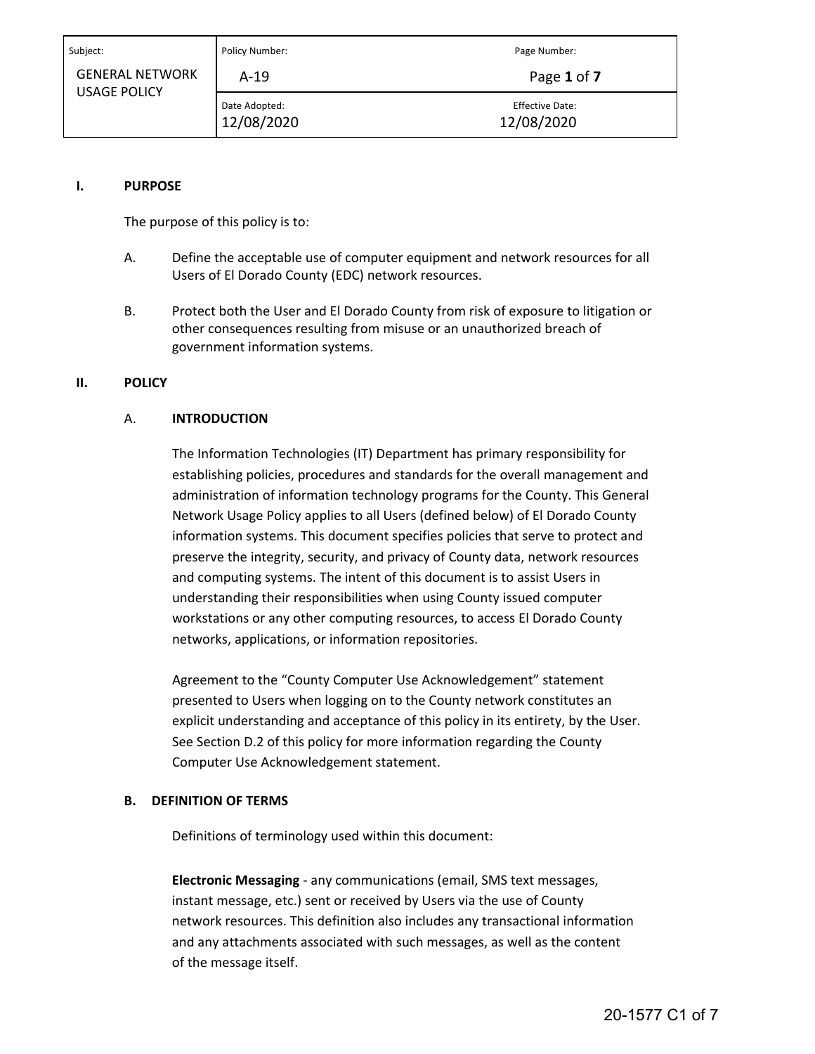| Subject: | Policy Number: | Page Number: |
|---|---|---|
| GENERAL NETWORK USAGE POLICY | A-19 | Page **1** of **7** |
| | Date Adopted: 12/08/2020 | Effective Date: 12/08/2020 |

## I. PURPOSE

The purpose of this policy is to:

A. Define the acceptable use of computer equipment and network resources for all Users of El Dorado County (EDC) network resources.

B. Protect both the User and El Dorado County from risk of exposure to litigation or other consequences resulting from misuse or an unauthorized breach of government information systems.

## II. POLICY

### A. INTRODUCTION

The Information Technologies (IT) Department has primary responsibility for establishing policies, procedures and standards for the overall management and administration of information technology programs for the County. This General Network Usage Policy applies to all Users (defined below) of El Dorado County information systems. This document specifies policies that serve to protect and preserve the integrity, security, and privacy of County data, network resources and computing systems. The intent of this document is to assist Users in understanding their responsibilities when using County issued computer workstations or any other computing resources, to access El Dorado County networks, applications, or information repositories.

Agreement to the "County Computer Use Acknowledgement" statement presented to Users when logging on to the County network constitutes an explicit understanding and acceptance of this policy in its entirety, by the User. See Section D.2 of this policy for more information regarding the County Computer Use Acknowledgement statement.

### B. DEFINITION OF TERMS

Definitions of terminology used within this document:

**Electronic Messaging** - any communications (email, SMS text messages, instant message, etc.) sent or received by Users via the use of County network resources. This definition also includes any transactional information and any attachments associated with such messages, as well as the content of the message itself.

20-1577 C1 of 7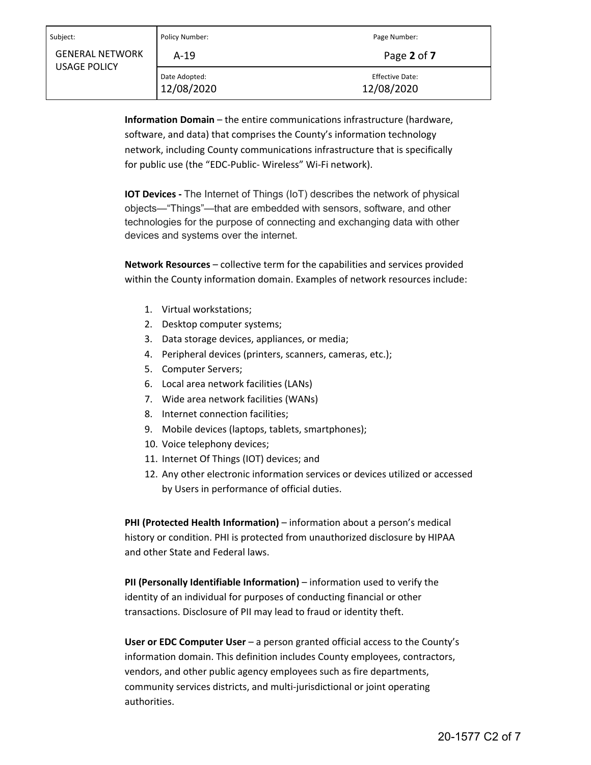**Information Domain** – the entire communications infrastructure (hardware, software, and data) that comprises the County's information technology network, including County communications infrastructure that is specifically for public use (the "EDC-Public- Wireless" Wi-Fi network).

**IOT Devices -** The Internet of Things (IoT) describes the network of physical objects—"Things"—that are embedded with sensors, software, and other technologies for the purpose of connecting and exchanging data with other devices and systems over the internet.

**Network Resources** – collective term for the capabilities and services provided within the County information domain. Examples of network resources include:

1. Virtual workstations;
2. Desktop computer systems;
3. Data storage devices, appliances, or media;
4. Peripheral devices (printers, scanners, cameras, etc.);
5. Computer Servers;
6. Local area network facilities (LANs)
7. Wide area network facilities (WANs)
8. Internet connection facilities;
9. Mobile devices (laptops, tablets, smartphones);
10. Voice telephony devices;
11. Internet Of Things (IOT) devices; and
12. Any other electronic information services or devices utilized or accessed by Users in performance of official duties.

**PHI (Protected Health Information)** – information about a person's medical history or condition. PHI is protected from unauthorized disclosure by HIPAA and other State and Federal laws.

**PII (Personally Identifiable Information)** – information used to verify the identity of an individual for purposes of conducting financial or other transactions. Disclosure of PII may lead to fraud or identity theft.

**User or EDC Computer User** – a person granted official access to the County's information domain. This definition includes County employees, contractors, vendors, and other public agency employees such as fire departments, community services districts, and multi-jurisdictional or joint operating authorities.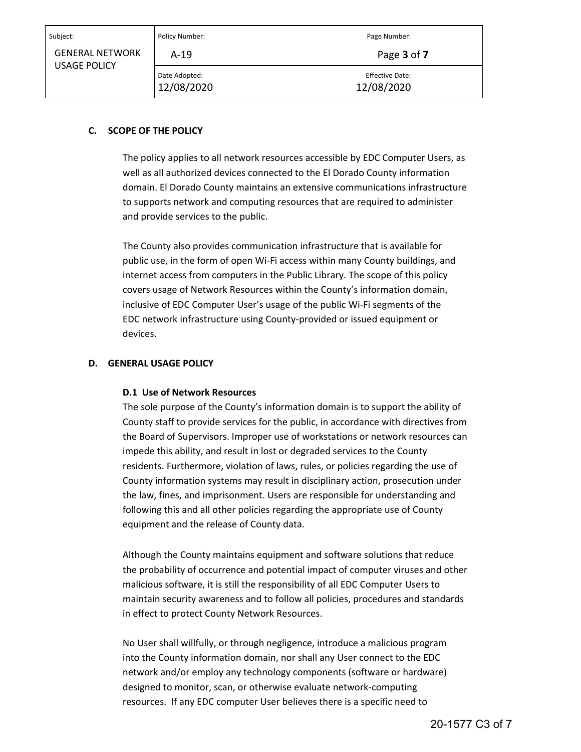## C. SCOPE OF THE POLICY

The policy applies to all network resources accessible by EDC Computer Users, as well as all authorized devices connected to the El Dorado County information domain. El Dorado County maintains an extensive communications infrastructure to supports network and computing resources that are required to administer and provide services to the public.

The County also provides communication infrastructure that is available for public use, in the form of open Wi-Fi access within many County buildings, and internet access from computers in the Public Library. The scope of this policy covers usage of Network Resources within the County's information domain, inclusive of EDC Computer User's usage of the public Wi-Fi segments of the EDC network infrastructure using County-provided or issued equipment or devices.

## D. GENERAL USAGE POLICY

### D.1 Use of Network Resources

The sole purpose of the County's information domain is to support the ability of County staff to provide services for the public, in accordance with directives from the Board of Supervisors. Improper use of workstations or network resources can impede this ability, and result in lost or degraded services to the County residents. Furthermore, violation of laws, rules, or policies regarding the use of County information systems may result in disciplinary action, prosecution under the law, fines, and imprisonment. Users are responsible for understanding and following this and all other policies regarding the appropriate use of County equipment and the release of County data.

Although the County maintains equipment and software solutions that reduce the probability of occurrence and potential impact of computer viruses and other malicious software, it is still the responsibility of all EDC Computer Users to maintain security awareness and to follow all policies, procedures and standards in effect to protect County Network Resources.

No User shall willfully, or through negligence, introduce a malicious program into the County information domain, nor shall any User connect to the EDC network and/or employ any technology components (software or hardware) designed to monitor, scan, or otherwise evaluate network-computing resources. If any EDC computer User believes there is a specific need to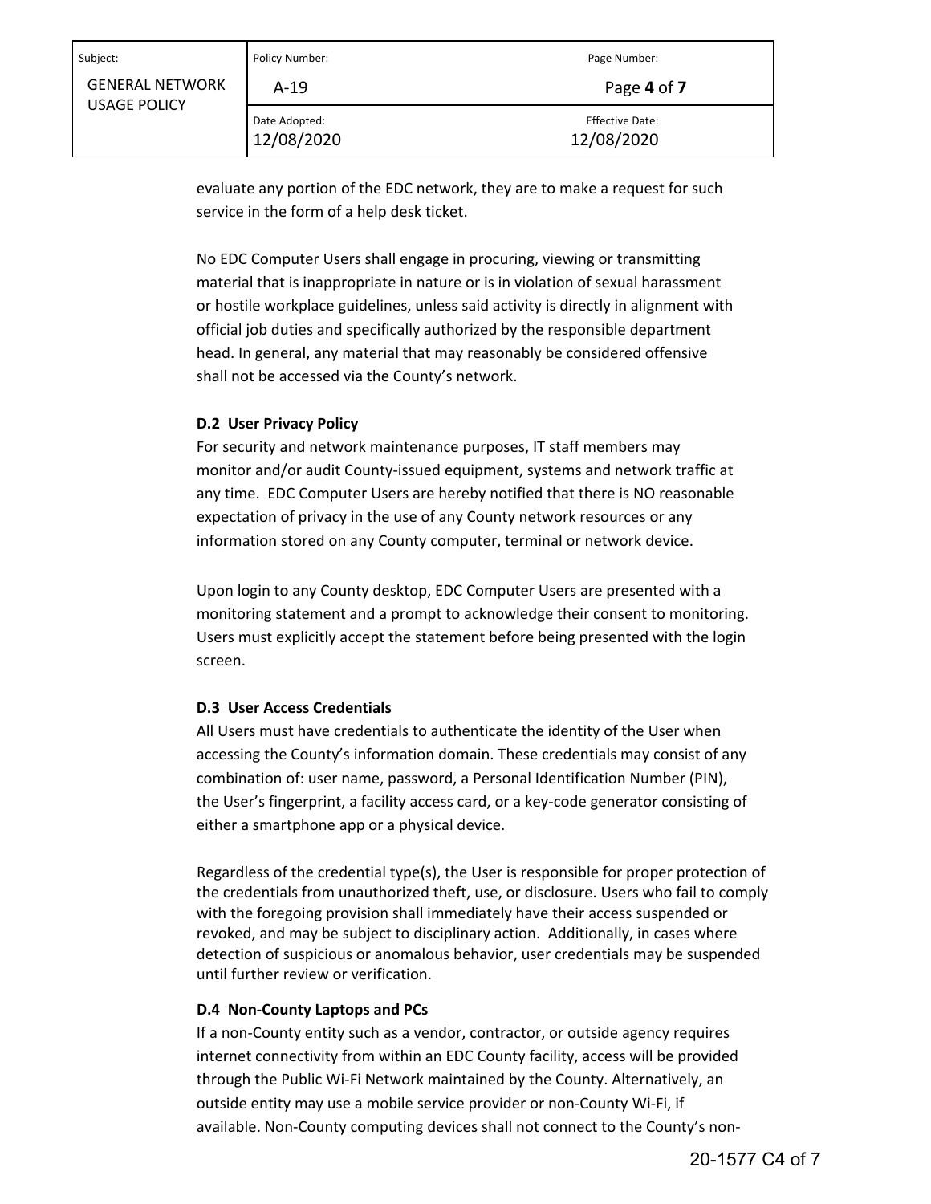evaluate any portion of the EDC network, they are to make a request for such service in the form of a help desk ticket.

No EDC Computer Users shall engage in procuring, viewing or transmitting material that is inappropriate in nature or is in violation of sexual harassment or hostile workplace guidelines, unless said activity is directly in alignment with official job duties and specifically authorized by the responsible department head. In general, any material that may reasonably be considered offensive shall not be accessed via the County's network.

**D.2 User Privacy Policy**

For security and network maintenance purposes, IT staff members may monitor and/or audit County-issued equipment, systems and network traffic at any time. EDC Computer Users are hereby notified that there is NO reasonable expectation of privacy in the use of any County network resources or any information stored on any County computer, terminal or network device.

Upon login to any County desktop, EDC Computer Users are presented with a monitoring statement and a prompt to acknowledge their consent to monitoring. Users must explicitly accept the statement before being presented with the login screen.

**D.3 User Access Credentials**

All Users must have credentials to authenticate the identity of the User when accessing the County's information domain. These credentials may consist of any combination of: user name, password, a Personal Identification Number (PIN), the User's fingerprint, a facility access card, or a key-code generator consisting of either a smartphone app or a physical device.

Regardless of the credential type(s), the User is responsible for proper protection of the credentials from unauthorized theft, use, or disclosure. Users who fail to comply with the foregoing provision shall immediately have their access suspended or revoked, and may be subject to disciplinary action. Additionally, in cases where detection of suspicious or anomalous behavior, user credentials may be suspended until further review or verification.

**D.4 Non-County Laptops and PCs**

If a non-County entity such as a vendor, contractor, or outside agency requires internet connectivity from within an EDC County facility, access will be provided through the Public Wi-Fi Network maintained by the County. Alternatively, an outside entity may use a mobile service provider or non-County Wi-Fi, if available. Non-County computing devices shall not connect to the County's non-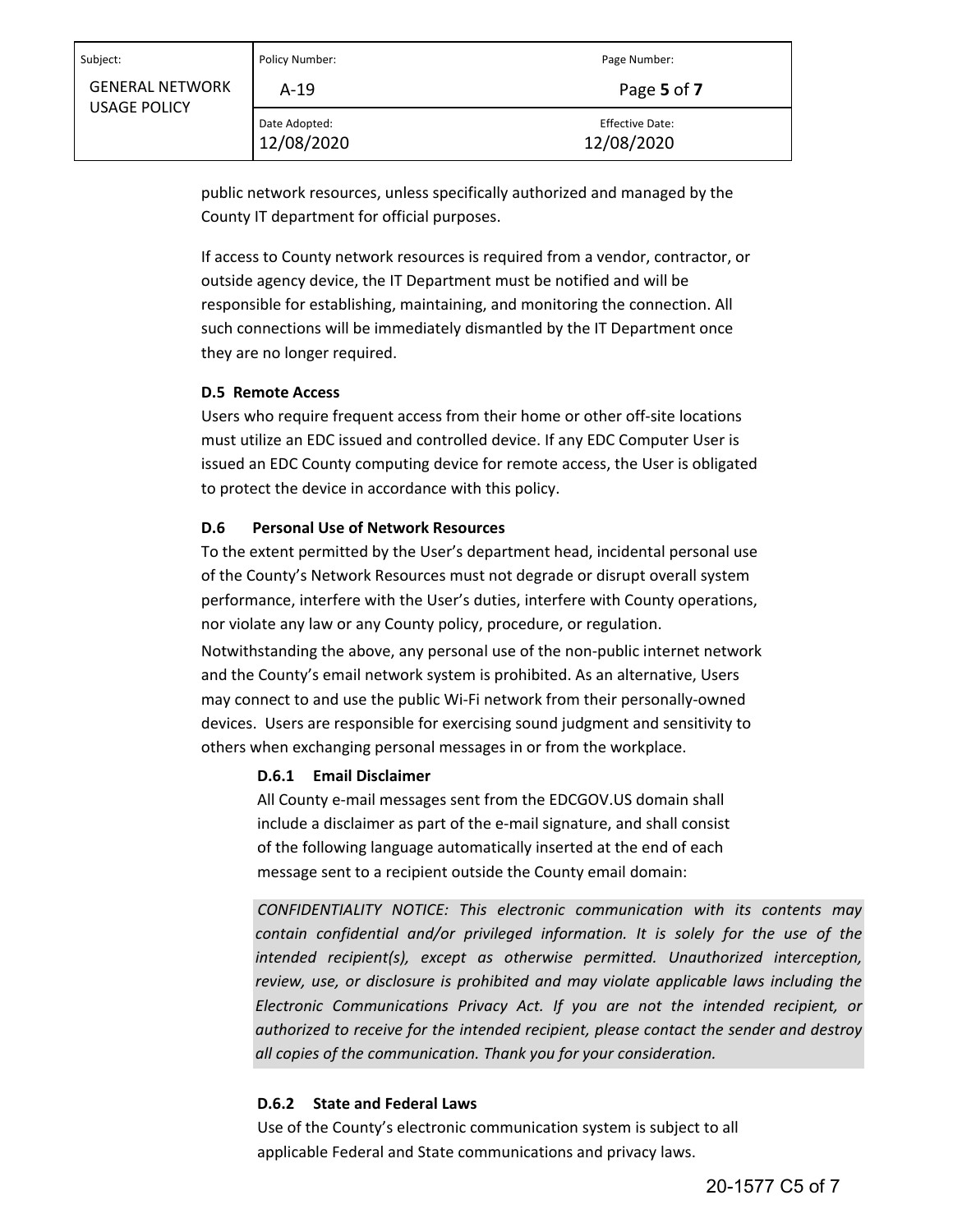public network resources, unless specifically authorized and managed by the County IT department for official purposes.

If access to County network resources is required from a vendor, contractor, or outside agency device, the IT Department must be notified and will be responsible for establishing, maintaining, and monitoring the connection. All such connections will be immediately dismantled by the IT Department once they are no longer required.

**D.5 Remote Access**

Users who require frequent access from their home or other off-site locations must utilize an EDC issued and controlled device. If any EDC Computer User is issued an EDC County computing device for remote access, the User is obligated to protect the device in accordance with this policy.

**D.6 Personal Use of Network Resources**

To the extent permitted by the User's department head, incidental personal use of the County's Network Resources must not degrade or disrupt overall system performance, interfere with the User's duties, interfere with County operations, nor violate any law or any County policy, procedure, or regulation.

Notwithstanding the above, any personal use of the non-public internet network and the County's email network system is prohibited. As an alternative, Users may connect to and use the public Wi-Fi network from their personally-owned devices. Users are responsible for exercising sound judgment and sensitivity to others when exchanging personal messages in or from the workplace.

**D.6.1 Email Disclaimer**

All County e-mail messages sent from the EDCGOV.US domain shall include a disclaimer as part of the e-mail signature, and shall consist of the following language automatically inserted at the end of each message sent to a recipient outside the County email domain:

*CONFIDENTIALITY NOTICE: This electronic communication with its contents may contain confidential and/or privileged information. It is solely for the use of the intended recipient(s), except as otherwise permitted. Unauthorized interception, review, use, or disclosure is prohibited and may violate applicable laws including the Electronic Communications Privacy Act. If you are not the intended recipient, or authorized to receive for the intended recipient, please contact the sender and destroy all copies of the communication. Thank you for your consideration.*

**D.6.2 State and Federal Laws**

Use of the County's electronic communication system is subject to all applicable Federal and State communications and privacy laws.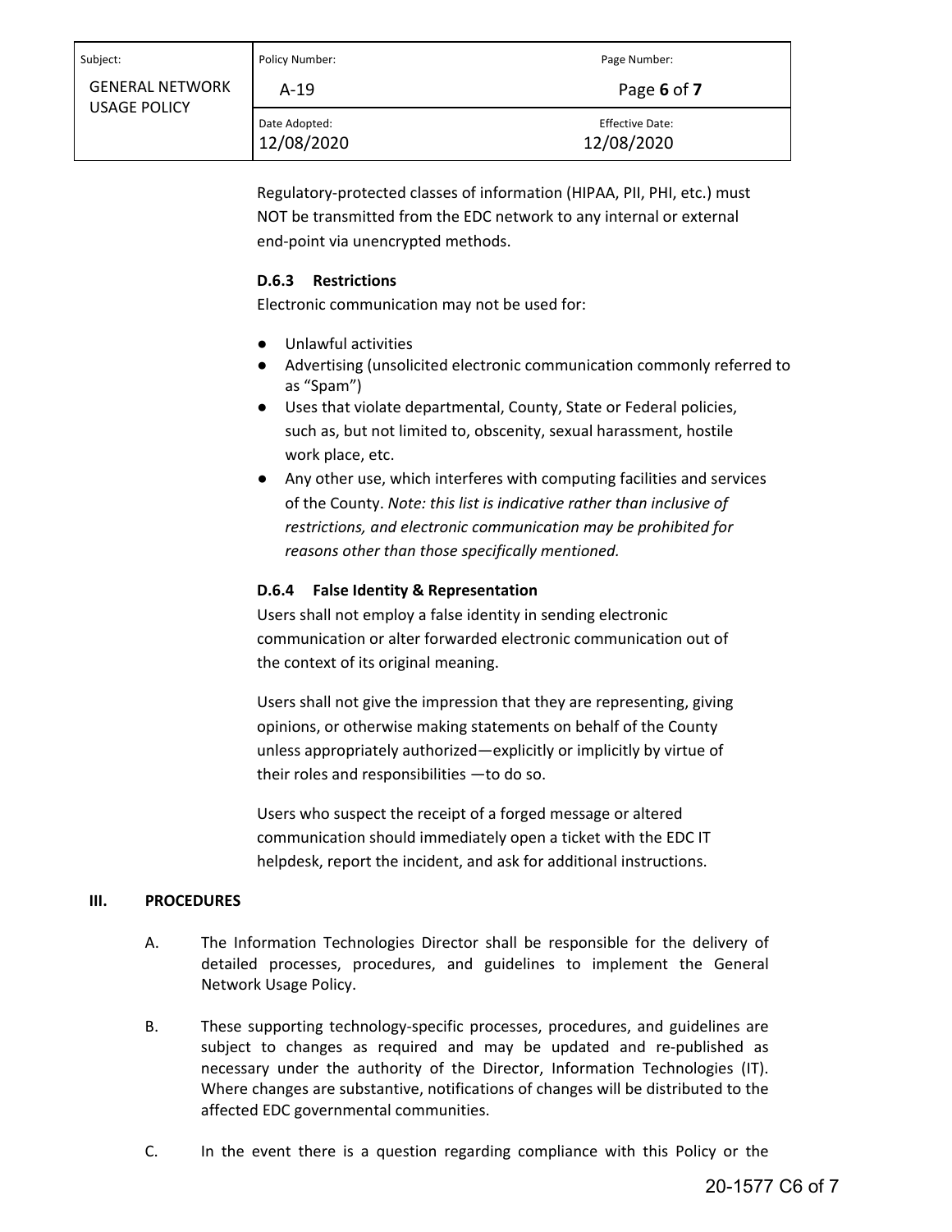Regulatory-protected classes of information (HIPAA, PII, PHI, etc.) must NOT be transmitted from the EDC network to any internal or external end-point via unencrypted methods.

#### D.6.3 Restrictions

Electronic communication may not be used for:

- Unlawful activities
- Advertising (unsolicited electronic communication commonly referred to as "Spam")
- Uses that violate departmental, County, State or Federal policies, such as, but not limited to, obscenity, sexual harassment, hostile work place, etc.
- Any other use, which interferes with computing facilities and services of the County. *Note: this list is indicative rather than inclusive of restrictions, and electronic communication may be prohibited for reasons other than those specifically mentioned.*

#### D.6.4 False Identity & Representation

Users shall not employ a false identity in sending electronic communication or alter forwarded electronic communication out of the context of its original meaning.

Users shall not give the impression that they are representing, giving opinions, or otherwise making statements on behalf of the County unless appropriately authorized—explicitly or implicitly by virtue of their roles and responsibilities —to do so.

Users who suspect the receipt of a forged message or altered communication should immediately open a ticket with the EDC IT helpdesk, report the incident, and ask for additional instructions.

## III. PROCEDURES

A. The Information Technologies Director shall be responsible for the delivery of detailed processes, procedures, and guidelines to implement the General Network Usage Policy.

B. These supporting technology-specific processes, procedures, and guidelines are subject to changes as required and may be updated and re-published as necessary under the authority of the Director, Information Technologies (IT). Where changes are substantive, notifications of changes will be distributed to the affected EDC governmental communities.

C. In the event there is a question regarding compliance with this Policy or the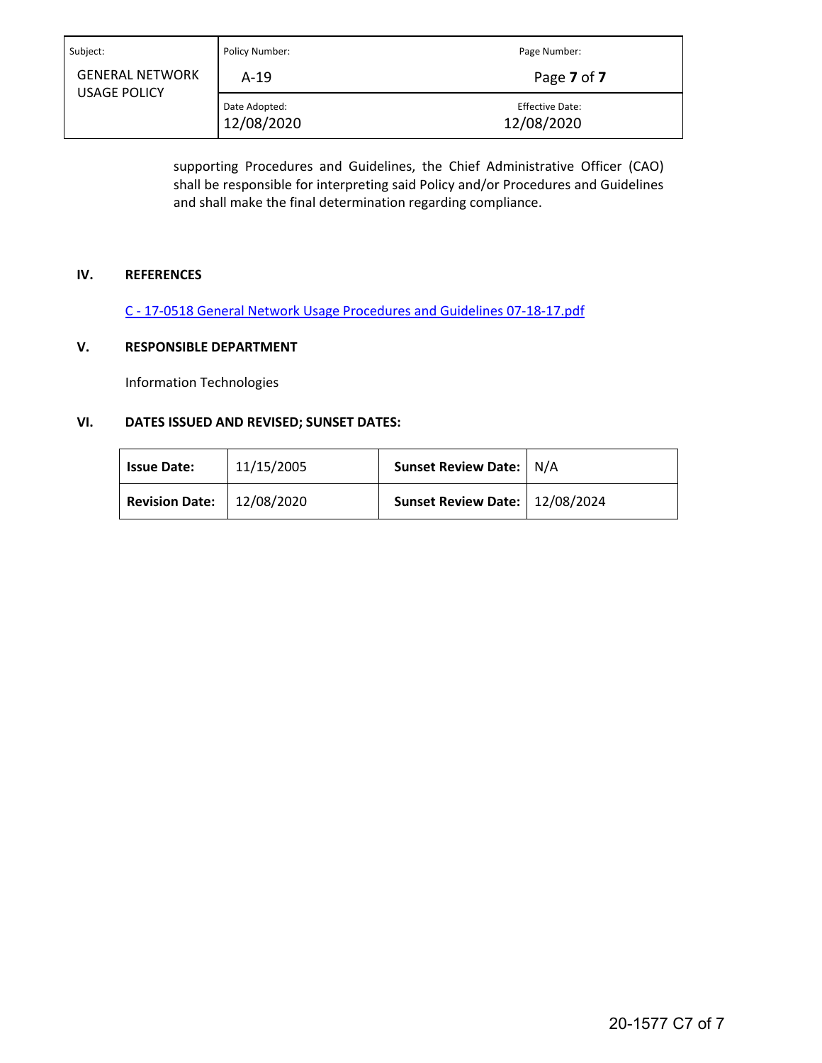supporting Procedures and Guidelines, the Chief Administrative Officer (CAO) shall be responsible for interpreting said Policy and/or Procedures and Guidelines and shall make the final determination regarding compliance.

## IV. REFERENCES

C - 17-0518 General Network Usage Procedures and Guidelines 07-18-17.pdf

## V. RESPONSIBLE DEPARTMENT

Information Technologies

## VI. DATES ISSUED AND REVISED; SUNSET DATES:

| | | | |
|---|---|---|---|
| **Issue Date:** | 11/15/2005 | **Sunset Review Date:** | N/A |
| **Revision Date:** | 12/08/2020 | **Sunset Review Date:** | 12/08/2024 |